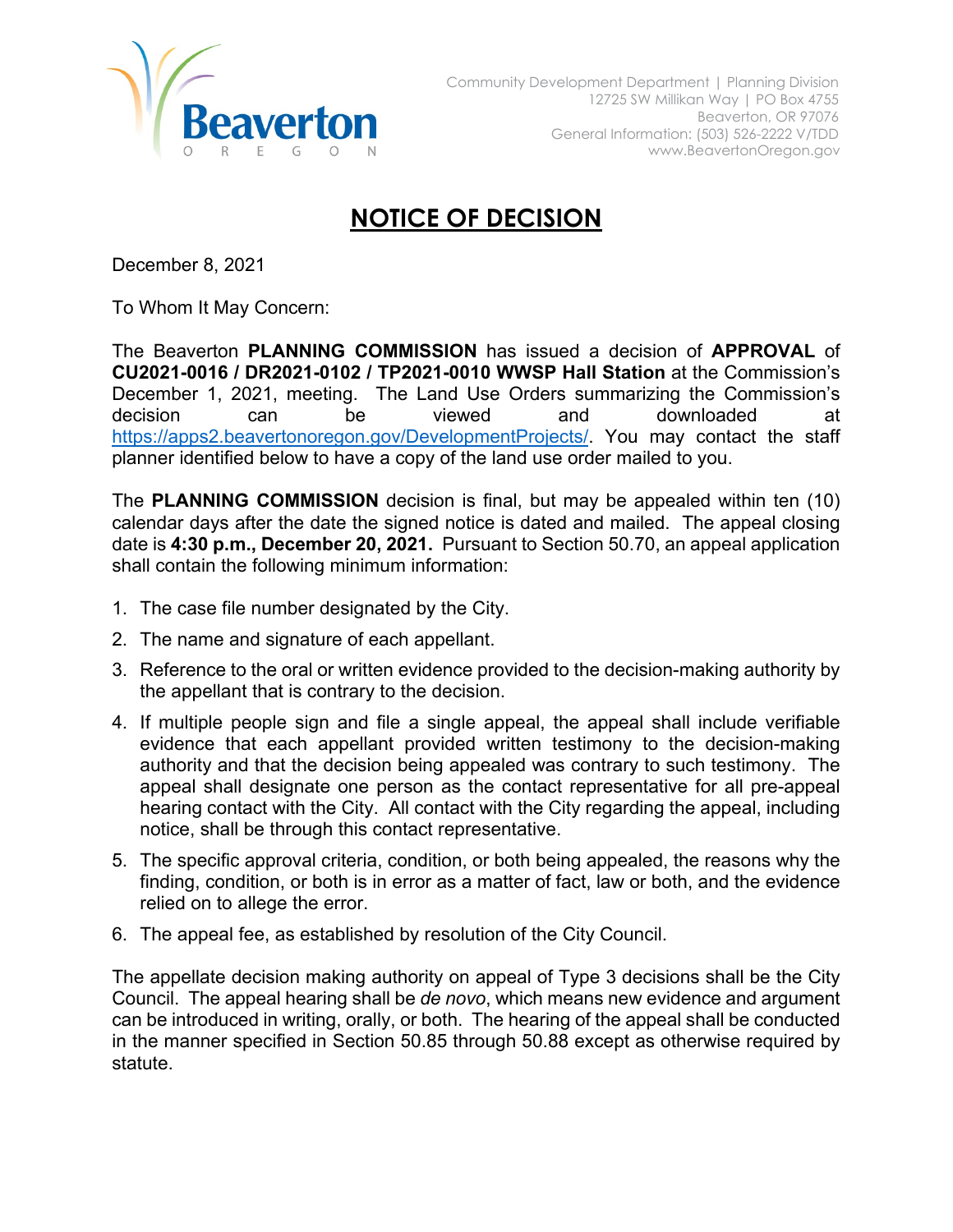Community Development Department | Planning Division
12725 SW Millikan Way | PO Box 4755
Beaverton, OR 97076
General Information: (503) 526-2222 V/TDD
www.BeavertonOregon.gov

# NOTICE OF DECISION

December 8, 2021

To Whom It May Concern:

The Beaverton **PLANNING COMMISSION** has issued a decision of **APPROVAL** of **CU2021-0016 / DR2021-0102 / TP2021-0010 WWSP Hall Station** at the Commission's December 1, 2021, meeting. The Land Use Orders summarizing the Commission's decision can be viewed and downloaded at https://apps2.beavertonoregon.gov/DevelopmentProjects/. You may contact the staff planner identified below to have a copy of the land use order mailed to you.

The **PLANNING COMMISSION** decision is final, but may be appealed within ten (10) calendar days after the date the signed notice is dated and mailed. The appeal closing date is **4:30 p.m., December 20, 2021.** Pursuant to Section 50.70, an appeal application shall contain the following minimum information:

1. The case file number designated by the City.
2. The name and signature of each appellant.
3. Reference to the oral or written evidence provided to the decision-making authority by the appellant that is contrary to the decision.
4. If multiple people sign and file a single appeal, the appeal shall include verifiable evidence that each appellant provided written testimony to the decision-making authority and that the decision being appealed was contrary to such testimony. The appeal shall designate one person as the contact representative for all pre-appeal hearing contact with the City. All contact with the City regarding the appeal, including notice, shall be through this contact representative.
5. The specific approval criteria, condition, or both being appealed, the reasons why the finding, condition, or both is in error as a matter of fact, law or both, and the evidence relied on to allege the error.
6. The appeal fee, as established by resolution of the City Council.

The appellate decision making authority on appeal of Type 3 decisions shall be the City Council. The appeal hearing shall be *de novo*, which means new evidence and argument can be introduced in writing, orally, or both. The hearing of the appeal shall be conducted in the manner specified in Section 50.85 through 50.88 except as otherwise required by statute.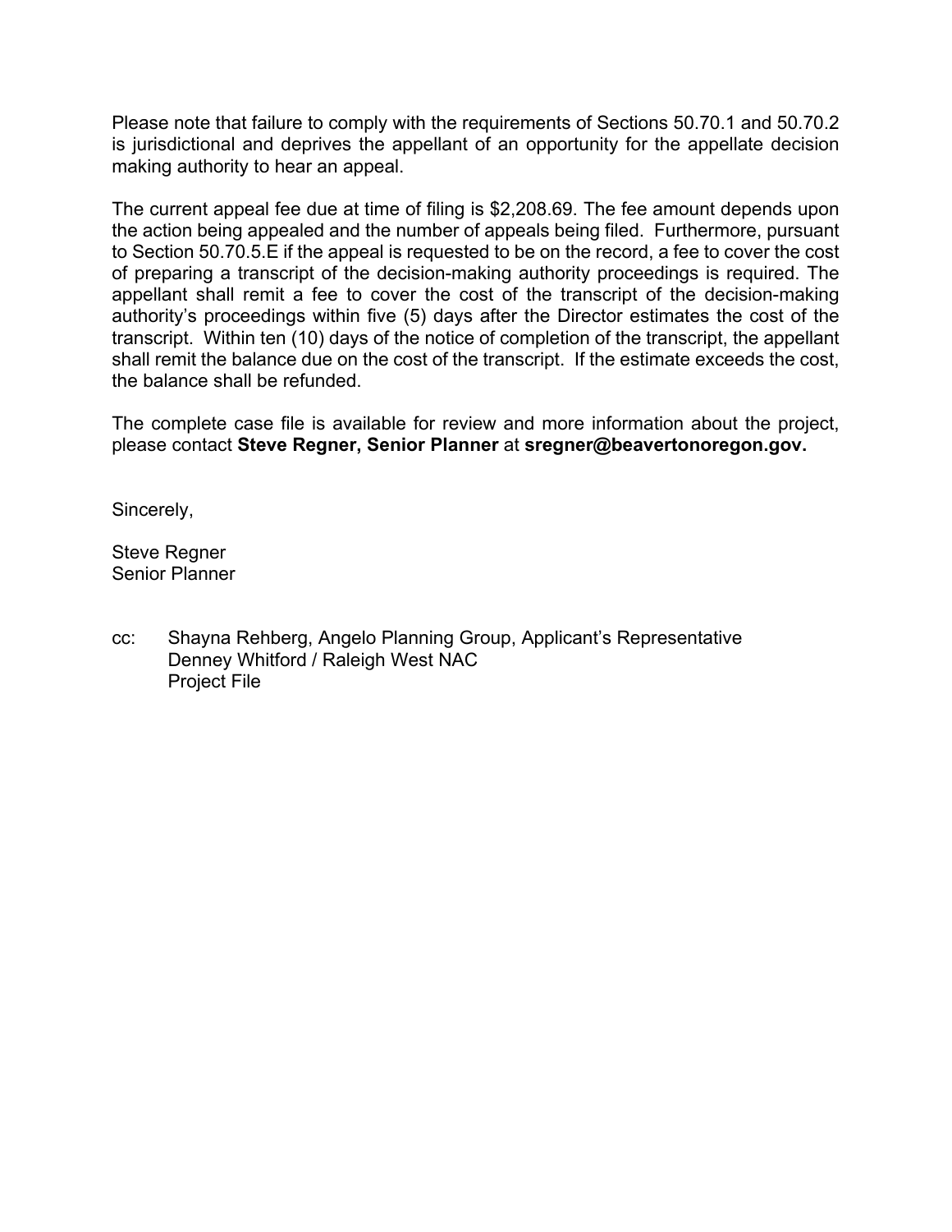Please note that failure to comply with the requirements of Sections 50.70.1 and 50.70.2 is jurisdictional and deprives the appellant of an opportunity for the appellate decision making authority to hear an appeal.

The current appeal fee due at time of filing is $2,208.69. The fee amount depends upon the action being appealed and the number of appeals being filed. Furthermore, pursuant to Section 50.70.5.E if the appeal is requested to be on the record, a fee to cover the cost of preparing a transcript of the decision-making authority proceedings is required. The appellant shall remit a fee to cover the cost of the transcript of the decision-making authority's proceedings within five (5) days after the Director estimates the cost of the transcript. Within ten (10) days of the notice of completion of the transcript, the appellant shall remit the balance due on the cost of the transcript. If the estimate exceeds the cost, the balance shall be refunded.

The complete case file is available for review and more information about the project, please contact **Steve Regner, Senior Planner** at **sregner@beavertonoregon.gov.**

Sincerely,

Steve Regner
Senior Planner

cc: Shayna Rehberg, Angelo Planning Group, Applicant's Representative
Denney Whitford / Raleigh West NAC
Project File